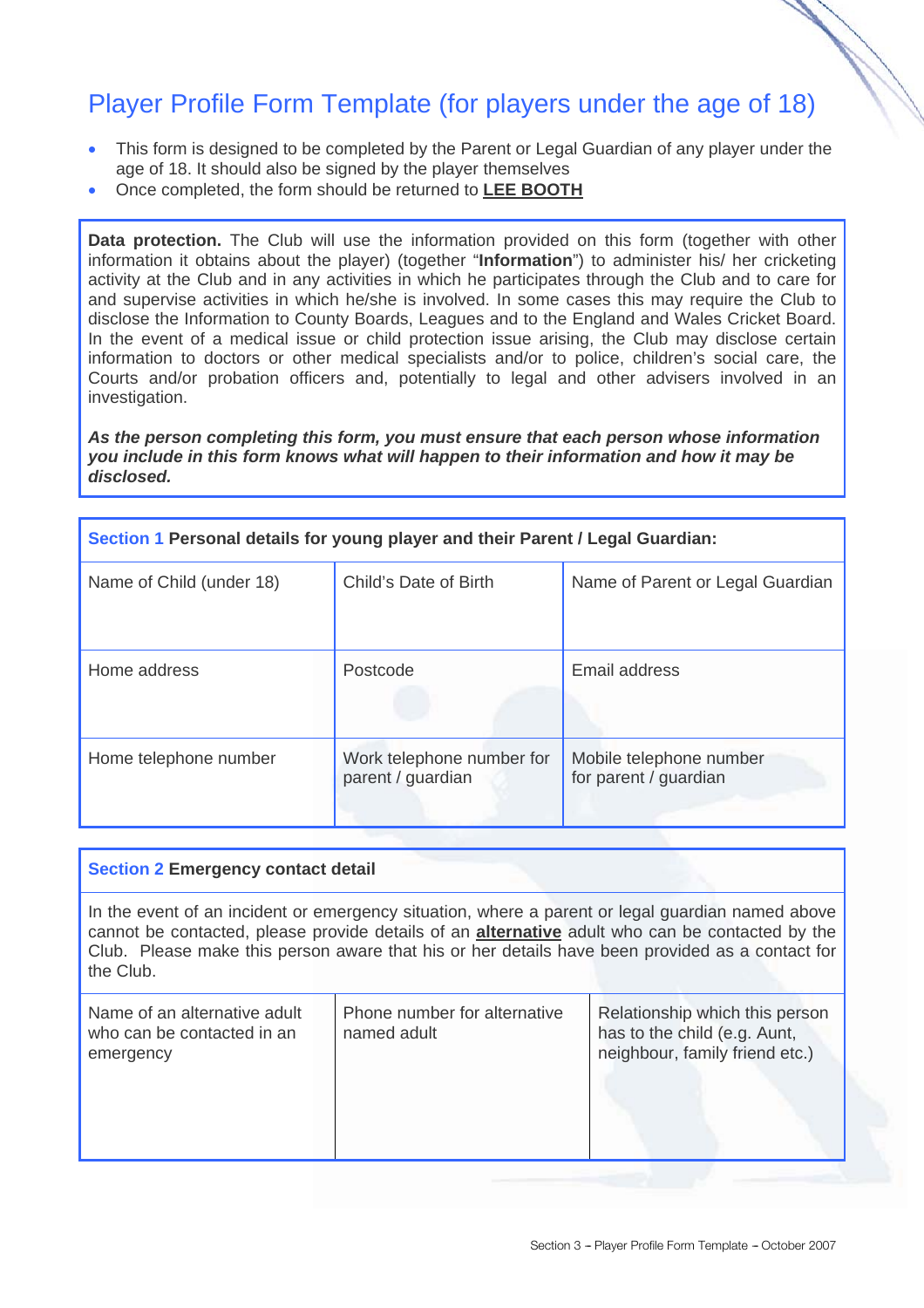# Player Profile Form Template (for players under the age of 18)

- This form is designed to be completed by the Parent or Legal Guardian of any player under the age of 18. It should also be signed by the player themselves
- Once completed, the form should be returned to **LEE BOOTH**

**Data protection.** The Club will use the information provided on this form (together with other information it obtains about the player) (together "**Information**") to administer his/ her cricketing activity at the Club and in any activities in which he participates through the Club and to care for and supervise activities in which he/she is involved. In some cases this may require the Club to disclose the Information to County Boards, Leagues and to the England and Wales Cricket Board. In the event of a medical issue or child protection issue arising, the Club may disclose certain information to doctors or other medical specialists and/or to police, children's social care, the Courts and/or probation officers and, potentially to legal and other advisers involved in an investigation.

***As the person completing this form, you must ensure that each person whose information you include in this form knows what will happen to their information and how it may be disclosed.***

| Section 1 **Personal details for young player and their Parent / Legal Guardian:** | | |
|---|---|---|
| Name of Child (under 18) | Child's Date of Birth | Name of Parent or Legal Guardian |
| Home address | Postcode | Email address |
| Home telephone number | Work telephone number for parent / guardian | Mobile telephone number for parent / guardian |

| Section 2 **Emergency contact detail** | | |
|---|---|---|
| In the event of an incident or emergency situation, where a parent or legal guardian named above cannot be contacted, please provide details of an **alternative** adult who can be contacted by the Club. Please make this person aware that his or her details have been provided as a contact for the Club. | | |
| Name of an alternative adult who can be contacted in an emergency | Phone number for alternative named adult | Relationship which this person has to the child (e.g. Aunt, neighbour, family friend etc.) |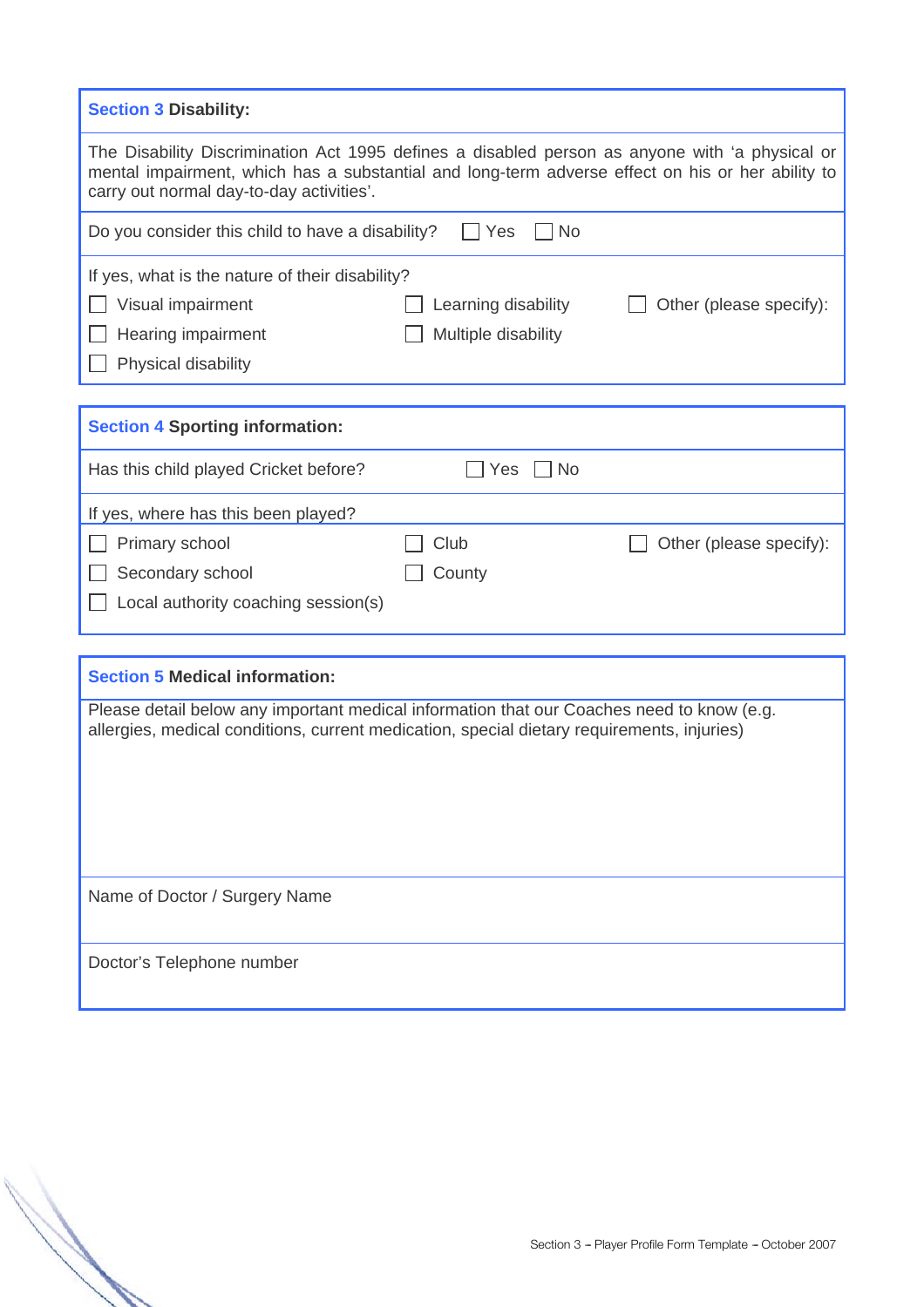## Section 3 Disability:

The Disability Discrimination Act 1995 defines a disabled person as anyone with 'a physical or mental impairment, which has a substantial and long-term adverse effect on his or her ability to carry out normal day-to-day activities'.

Do you consider this child to have a disability? ☐ Yes ☐ No

If yes, what is the nature of their disability?

- ☐ Visual impairment
- ☐ Hearing impairment
- ☐ Physical disability
- ☐ Learning disability
- ☐ Multiple disability
- ☐ Other (please specify):

## Section 4 Sporting information:

Has this child played Cricket before? ☐ Yes ☐ No

If yes, where has this been played?

- ☐ Primary school
- ☐ Secondary school
- ☐ Local authority coaching session(s)
- ☐ Club
- ☐ County
- ☐ Other (please specify):

## Section 5 Medical information:

Please detail below any important medical information that our Coaches need to know (e.g. allergies, medical conditions, current medication, special dietary requirements, injuries)

Name of Doctor / Surgery Name

Doctor's Telephone number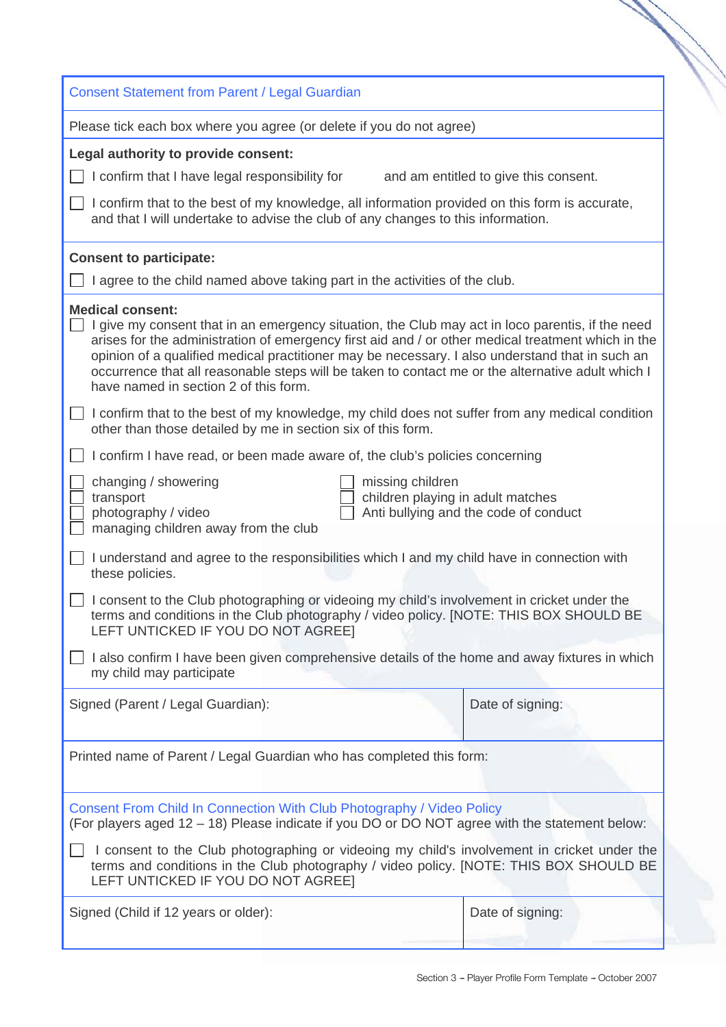## Consent Statement from Parent / Legal Guardian

Please tick each box where you agree (or delete if you do not agree)

**Legal authority to provide consent:**

☐ I confirm that I have legal responsibility for and am entitled to give this consent.

☐ I confirm that to the best of my knowledge, all information provided on this form is accurate, and that I will undertake to advise the club of any changes to this information.

**Consent to participate:**

☐ I agree to the child named above taking part in the activities of the club.

**Medical consent:**

☐ I give my consent that in an emergency situation, the Club may act in loco parentis, if the need arises for the administration of emergency first aid and / or other medical treatment which in the opinion of a qualified medical practitioner may be necessary. I also understand that in such an occurrence that all reasonable steps will be taken to contact me or the alternative adult which I have named in section 2 of this form.

☐ I confirm that to the best of my knowledge, my child does not suffer from any medical condition other than those detailed by me in section six of this form.

☐ I confirm I have read, or been made aware of, the club's policies concerning

☐ changing / showering
☐ transport
☐ photography / video
☐ managing children away from the club
☐ missing children
☐ children playing in adult matches
☐ Anti bullying and the code of conduct

☐ I understand and agree to the responsibilities which I and my child have in connection with these policies.

☐ I consent to the Club photographing or videoing my child's involvement in cricket under the terms and conditions in the Club photography / video policy. [NOTE: THIS BOX SHOULD BE LEFT UNTICKED IF YOU DO NOT AGREE]

☐ I also confirm I have been given comprehensive details of the home and away fixtures in which my child may participate

| Signed (Parent / Legal Guardian): | Date of signing: |
|---|---|

Printed name of Parent / Legal Guardian who has completed this form:

## Consent From Child In Connection With Club Photography / Video Policy

(For players aged 12 – 18) Please indicate if you DO or DO NOT agree with the statement below:

☐ I consent to the Club photographing or videoing my child's involvement in cricket under the terms and conditions in the Club photography / video policy. [NOTE: THIS BOX SHOULD BE LEFT UNTICKED IF YOU DO NOT AGREE]

| Signed (Child if 12 years or older): | Date of signing: |
|---|---|